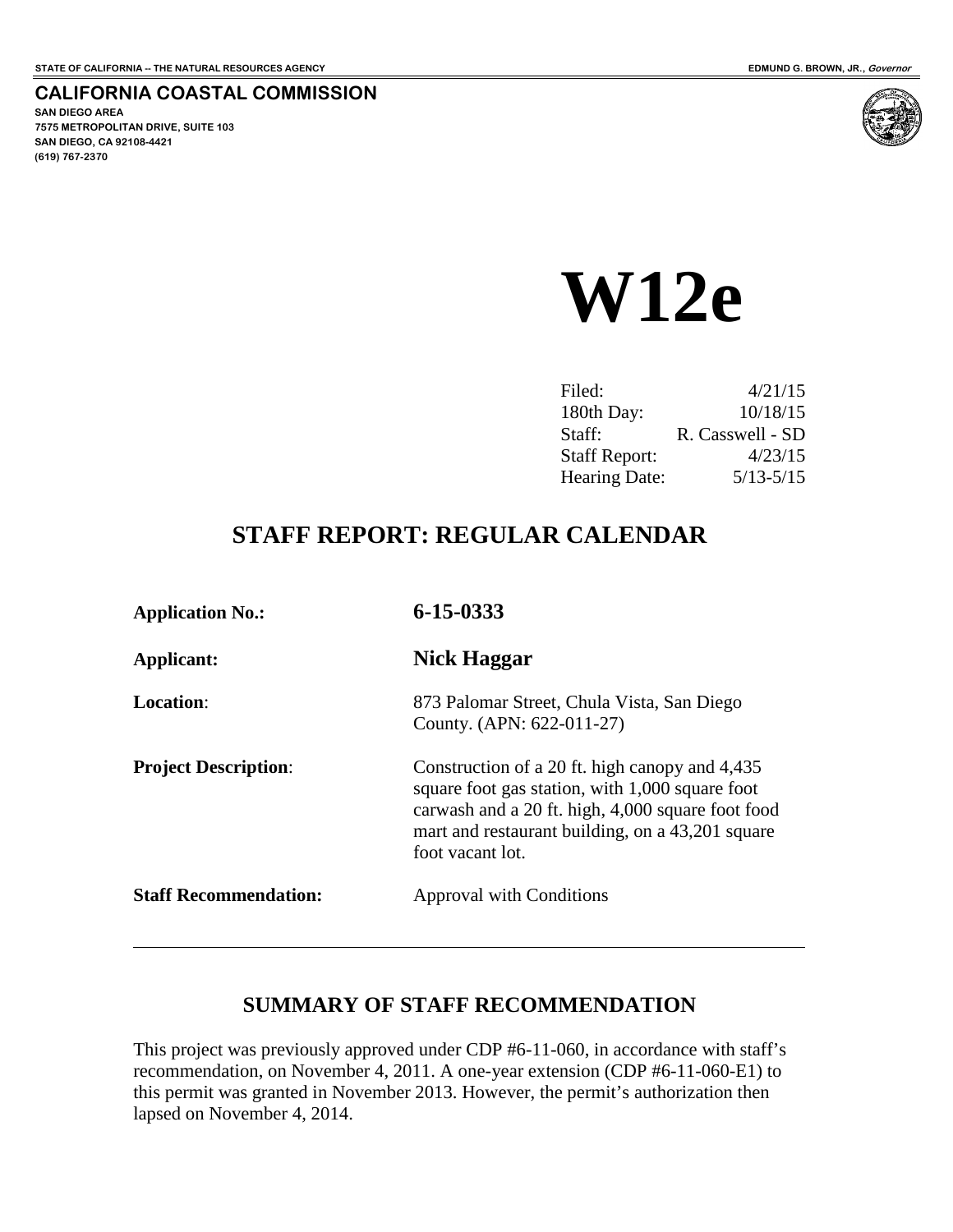STATE OF CALIFORNIA -- THE NATURAL RESOURCES AGENCY

EDMUND G. BROWN, JR., *Governor*

**CALIFORNIA COASTAL COMMISSION**

**SAN DIEGO AREA**
**7575 METROPOLITAN DRIVE, SUITE 103**
**SAN DIEGO, CA 92108-4421**
**(619) 767-2370**

# W12e

| | |
|---|---|
| Filed: | 4/21/15 |
| 180th Day: | 10/18/15 |
| Staff: | R. Casswell - SD |
| Staff Report: | 4/23/15 |
| Hearing Date: | 5/13-5/15 |

## STAFF REPORT: REGULAR CALENDAR

| | |
|---|---|
| **Application No.:** | **6-15-0333** |
| **Applicant:** | **Nick Haggar** |
| **Location**: | 873 Palomar Street, Chula Vista, San Diego County. (APN: 622-011-27) |
| **Project Description**: | Construction of a 20 ft. high canopy and 4,435 square foot gas station, with 1,000 square foot carwash and a 20 ft. high, 4,000 square foot food mart and restaurant building, on a 43,201 square foot vacant lot. |
| **Staff Recommendation:** | Approval with Conditions |

---

### SUMMARY OF STAFF RECOMMENDATION

This project was previously approved under CDP #6-11-060, in accordance with staff's recommendation, on November 4, 2011. A one-year extension (CDP #6-11-060-E1) to this permit was granted in November 2013. However, the permit's authorization then lapsed on November 4, 2014.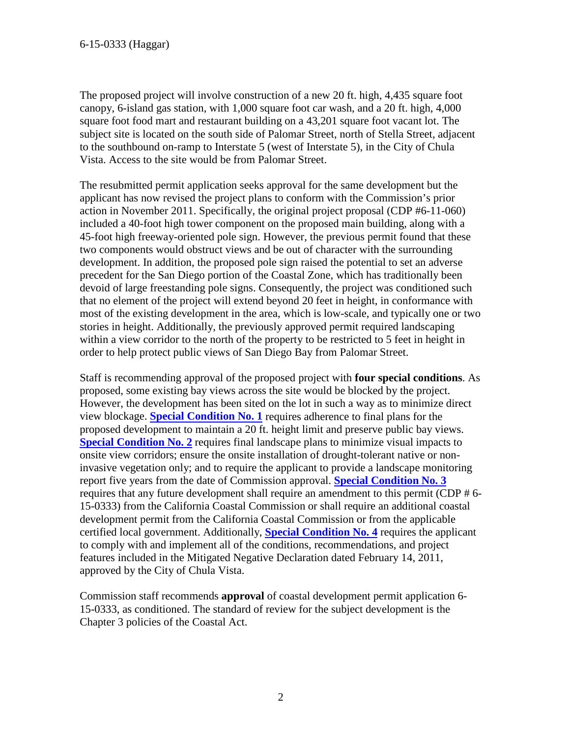The proposed project will involve construction of a new 20 ft. high, 4,435 square foot canopy, 6-island gas station, with 1,000 square foot car wash, and a 20 ft. high, 4,000 square foot food mart and restaurant building on a 43,201 square foot vacant lot. The subject site is located on the south side of Palomar Street, north of Stella Street, adjacent to the southbound on-ramp to Interstate 5 (west of Interstate 5), in the City of Chula Vista. Access to the site would be from Palomar Street.

The resubmitted permit application seeks approval for the same development but the applicant has now revised the project plans to conform with the Commission's prior action in November 2011. Specifically, the original project proposal (CDP #6-11-060) included a 40-foot high tower component on the proposed main building, along with a 45-foot high freeway-oriented pole sign. However, the previous permit found that these two components would obstruct views and be out of character with the surrounding development. In addition, the proposed pole sign raised the potential to set an adverse precedent for the San Diego portion of the Coastal Zone, which has traditionally been devoid of large freestanding pole signs. Consequently, the project was conditioned such that no element of the project will extend beyond 20 feet in height, in conformance with most of the existing development in the area, which is low-scale, and typically one or two stories in height. Additionally, the previously approved permit required landscaping within a view corridor to the north of the property to be restricted to 5 feet in height in order to help protect public views of San Diego Bay from Palomar Street.

Staff is recommending approval of the proposed project with **four special conditions**. As proposed, some existing bay views across the site would be blocked by the project. However, the development has been sited on the lot in such a way as to minimize direct view blockage. **Special Condition No. 1** requires adherence to final plans for the proposed development to maintain a 20 ft. height limit and preserve public bay views. **Special Condition No. 2** requires final landscape plans to minimize visual impacts to onsite view corridors; ensure the onsite installation of drought-tolerant native or non-invasive vegetation only; and to require the applicant to provide a landscape monitoring report five years from the date of Commission approval. **Special Condition No. 3** requires that any future development shall require an amendment to this permit (CDP # 6-15-0333) from the California Coastal Commission or shall require an additional coastal development permit from the California Coastal Commission or from the applicable certified local government. Additionally, **Special Condition No. 4** requires the applicant to comply with and implement all of the conditions, recommendations, and project features included in the Mitigated Negative Declaration dated February 14, 2011, approved by the City of Chula Vista.

Commission staff recommends **approval** of coastal development permit application 6-15-0333, as conditioned. The standard of review for the subject development is the Chapter 3 policies of the Coastal Act.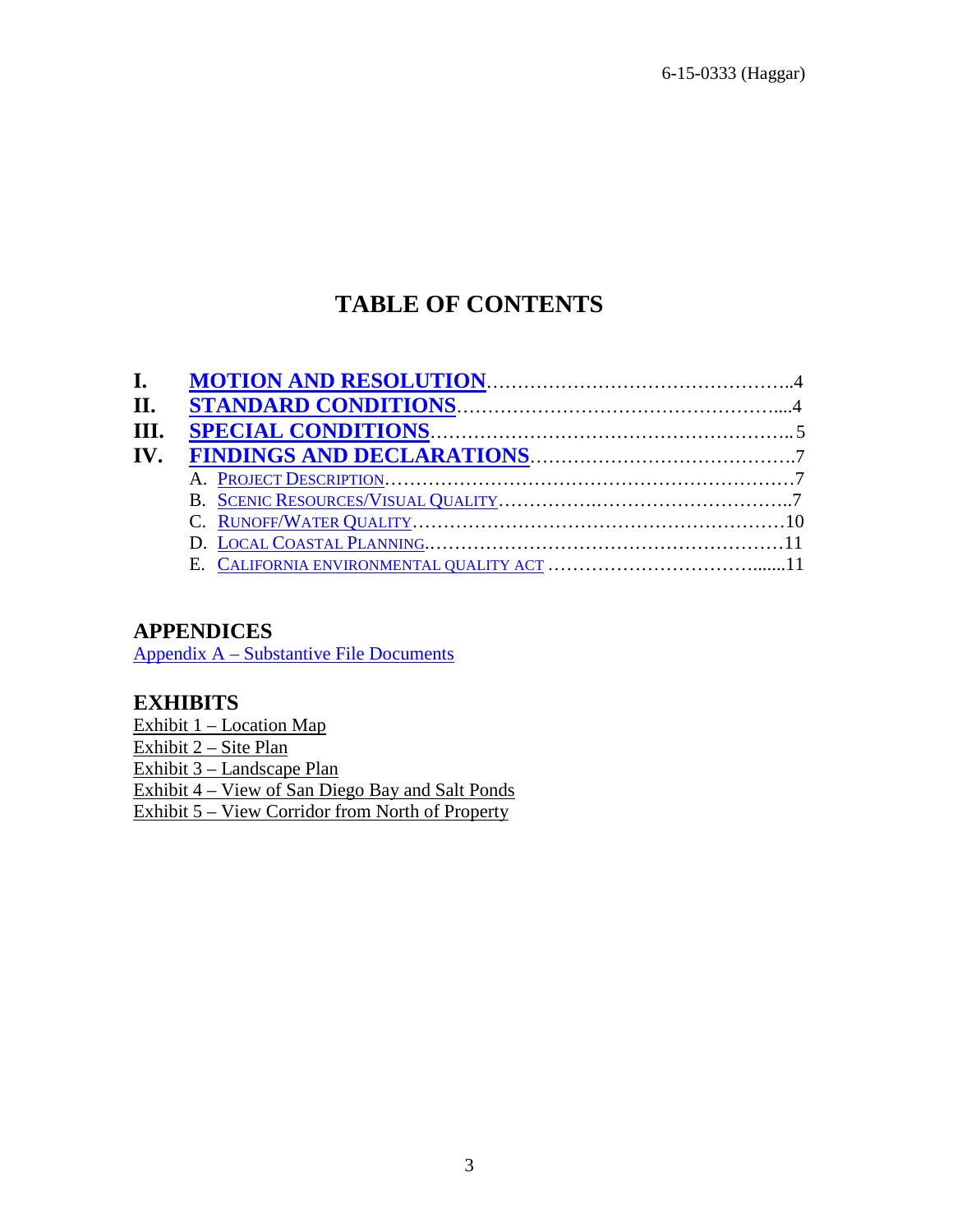# TABLE OF CONTENTS

**I. MOTION AND RESOLUTION**……………………………………………..4
**II. STANDARD CONDITIONS**……………………………………………....4
**III. SPECIAL CONDITIONS**………………………………………………... 5
**IV. FINDINGS AND DECLARATIONS**…………………………………….7

- A. PROJECT DESCRIPTION……………………………………………………7
- B. SCENIC RESOURCES/VISUAL QUALITY……………………………………..7
- C. RUNOFF/WATER QUALITY…………………………………………………10
- D. LOCAL COASTAL PLANNING.…………………………………………………11
- E. CALIFORNIA ENVIRONMENTAL QUALITY ACT ……………………………......11

## APPENDICES

Appendix A – Substantive File Documents

## EXHIBITS

Exhibit 1 – Location Map
Exhibit 2 – Site Plan
Exhibit 3 – Landscape Plan
Exhibit 4 – View of San Diego Bay and Salt Ponds
Exhibit 5 – View Corridor from North of Property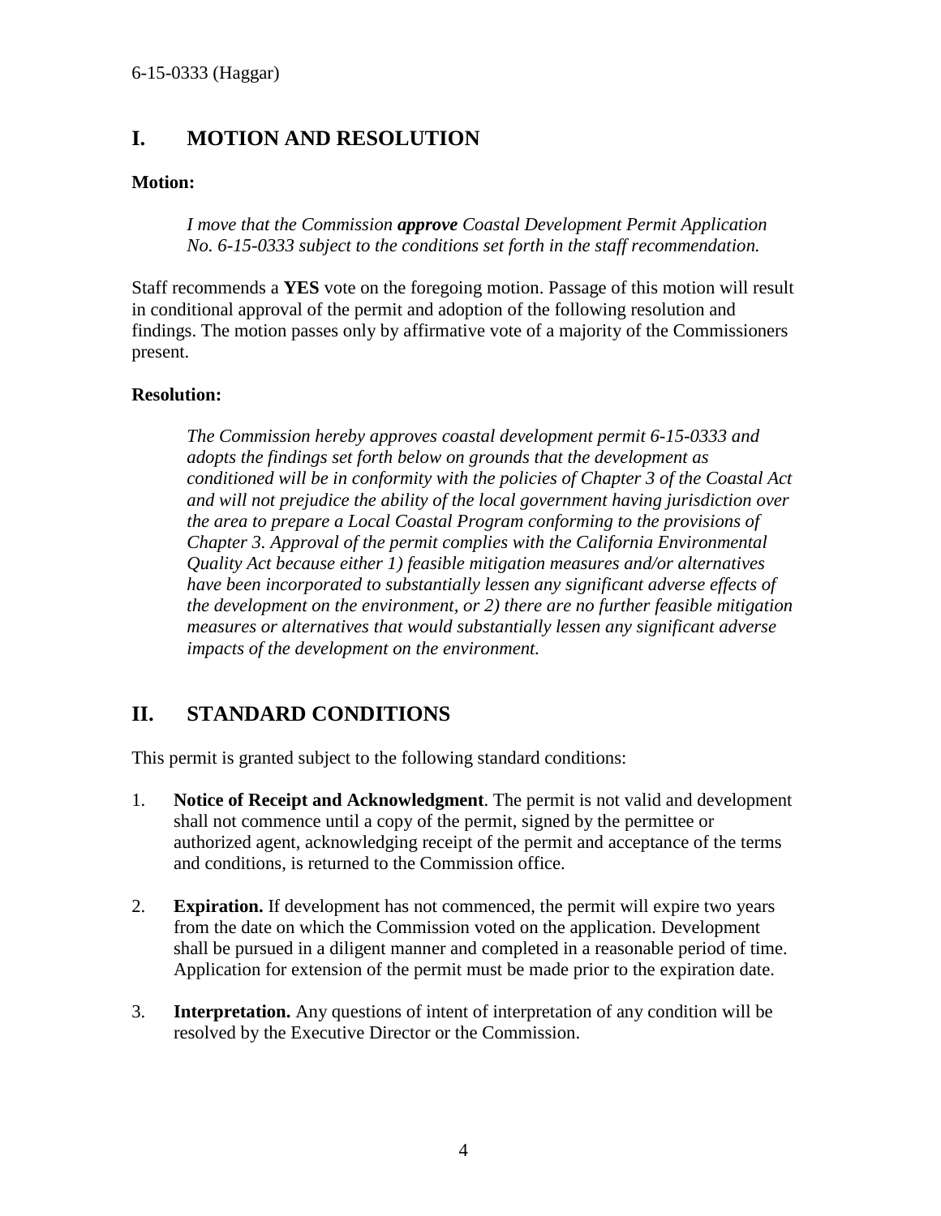## I. MOTION AND RESOLUTION

**Motion:**

> *I move that the Commission* ***approve*** *Coastal Development Permit Application No. 6-15-0333 subject to the conditions set forth in the staff recommendation.*

Staff recommends a **YES** vote on the foregoing motion. Passage of this motion will result in conditional approval of the permit and adoption of the following resolution and findings. The motion passes only by affirmative vote of a majority of the Commissioners present.

**Resolution:**

> *The Commission hereby approves coastal development permit 6-15-0333 and adopts the findings set forth below on grounds that the development as conditioned will be in conformity with the policies of Chapter 3 of the Coastal Act and will not prejudice the ability of the local government having jurisdiction over the area to prepare a Local Coastal Program conforming to the provisions of Chapter 3. Approval of the permit complies with the California Environmental Quality Act because either 1) feasible mitigation measures and/or alternatives have been incorporated to substantially lessen any significant adverse effects of the development on the environment, or 2) there are no further feasible mitigation measures or alternatives that would substantially lessen any significant adverse impacts of the development on the environment.*

## II. STANDARD CONDITIONS

This permit is granted subject to the following standard conditions:

1. **Notice of Receipt and Acknowledgment**. The permit is not valid and development shall not commence until a copy of the permit, signed by the permittee or authorized agent, acknowledging receipt of the permit and acceptance of the terms and conditions, is returned to the Commission office.

2. **Expiration.** If development has not commenced, the permit will expire two years from the date on which the Commission voted on the application. Development shall be pursued in a diligent manner and completed in a reasonable period of time. Application for extension of the permit must be made prior to the expiration date.

3. **Interpretation.** Any questions of intent of interpretation of any condition will be resolved by the Executive Director or the Commission.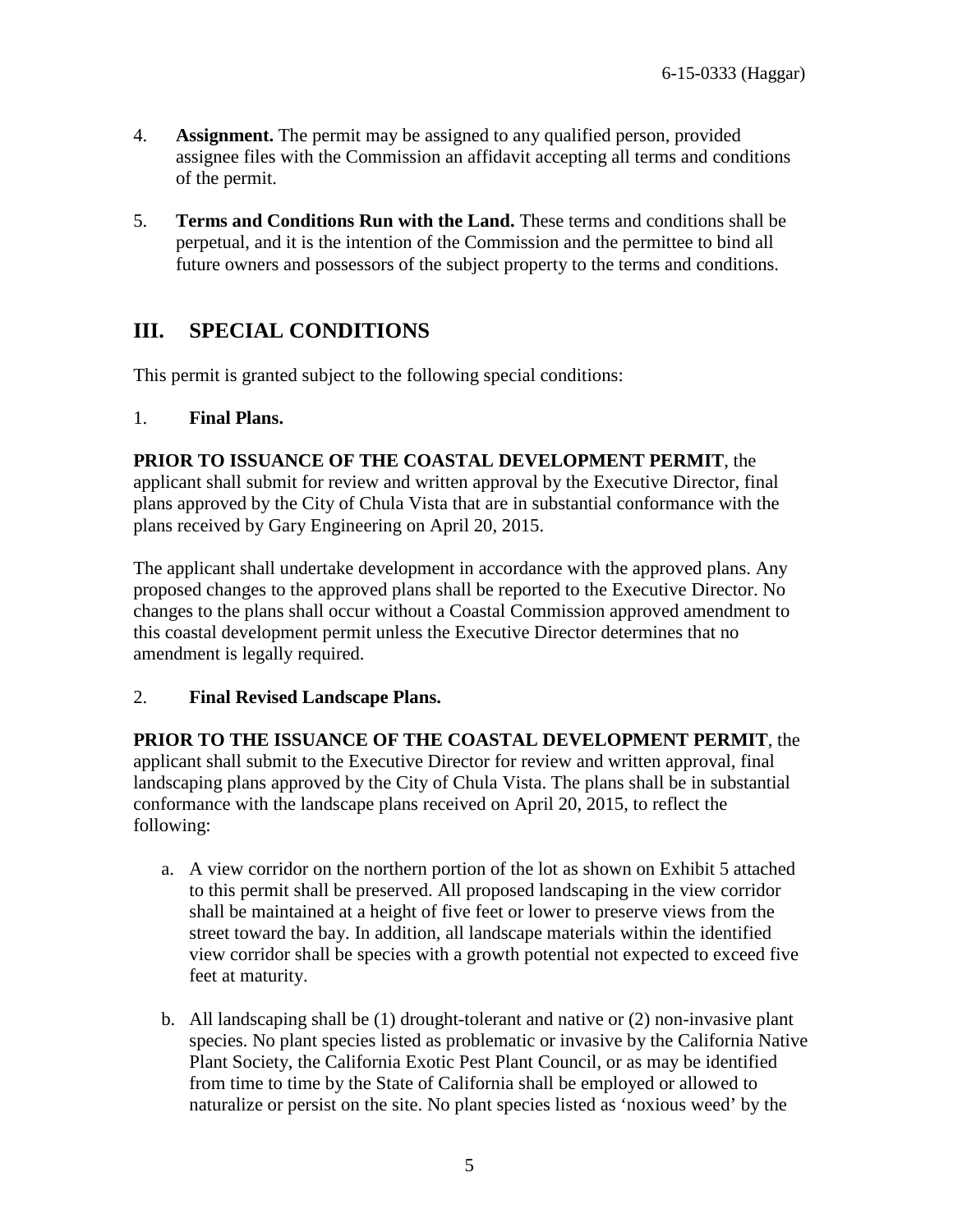4. **Assignment.** The permit may be assigned to any qualified person, provided assignee files with the Commission an affidavit accepting all terms and conditions of the permit.

5. **Terms and Conditions Run with the Land.** These terms and conditions shall be perpetual, and it is the intention of the Commission and the permittee to bind all future owners and possessors of the subject property to the terms and conditions.

# III. SPECIAL CONDITIONS

This permit is granted subject to the following special conditions:

1. **Final Plans.**

**PRIOR TO ISSUANCE OF THE COASTAL DEVELOPMENT PERMIT**, the applicant shall submit for review and written approval by the Executive Director, final plans approved by the City of Chula Vista that are in substantial conformance with the plans received by Gary Engineering on April 20, 2015.

The applicant shall undertake development in accordance with the approved plans. Any proposed changes to the approved plans shall be reported to the Executive Director. No changes to the plans shall occur without a Coastal Commission approved amendment to this coastal development permit unless the Executive Director determines that no amendment is legally required.

2. **Final Revised Landscape Plans.**

**PRIOR TO THE ISSUANCE OF THE COASTAL DEVELOPMENT PERMIT**, the applicant shall submit to the Executive Director for review and written approval, final landscaping plans approved by the City of Chula Vista. The plans shall be in substantial conformance with the landscape plans received on April 20, 2015, to reflect the following:

a. A view corridor on the northern portion of the lot as shown on Exhibit 5 attached to this permit shall be preserved. All proposed landscaping in the view corridor shall be maintained at a height of five feet or lower to preserve views from the street toward the bay. In addition, all landscape materials within the identified view corridor shall be species with a growth potential not expected to exceed five feet at maturity.

b. All landscaping shall be (1) drought-tolerant and native or (2) non-invasive plant species. No plant species listed as problematic or invasive by the California Native Plant Society, the California Exotic Pest Plant Council, or as may be identified from time to time by the State of California shall be employed or allowed to naturalize or persist on the site. No plant species listed as 'noxious weed' by the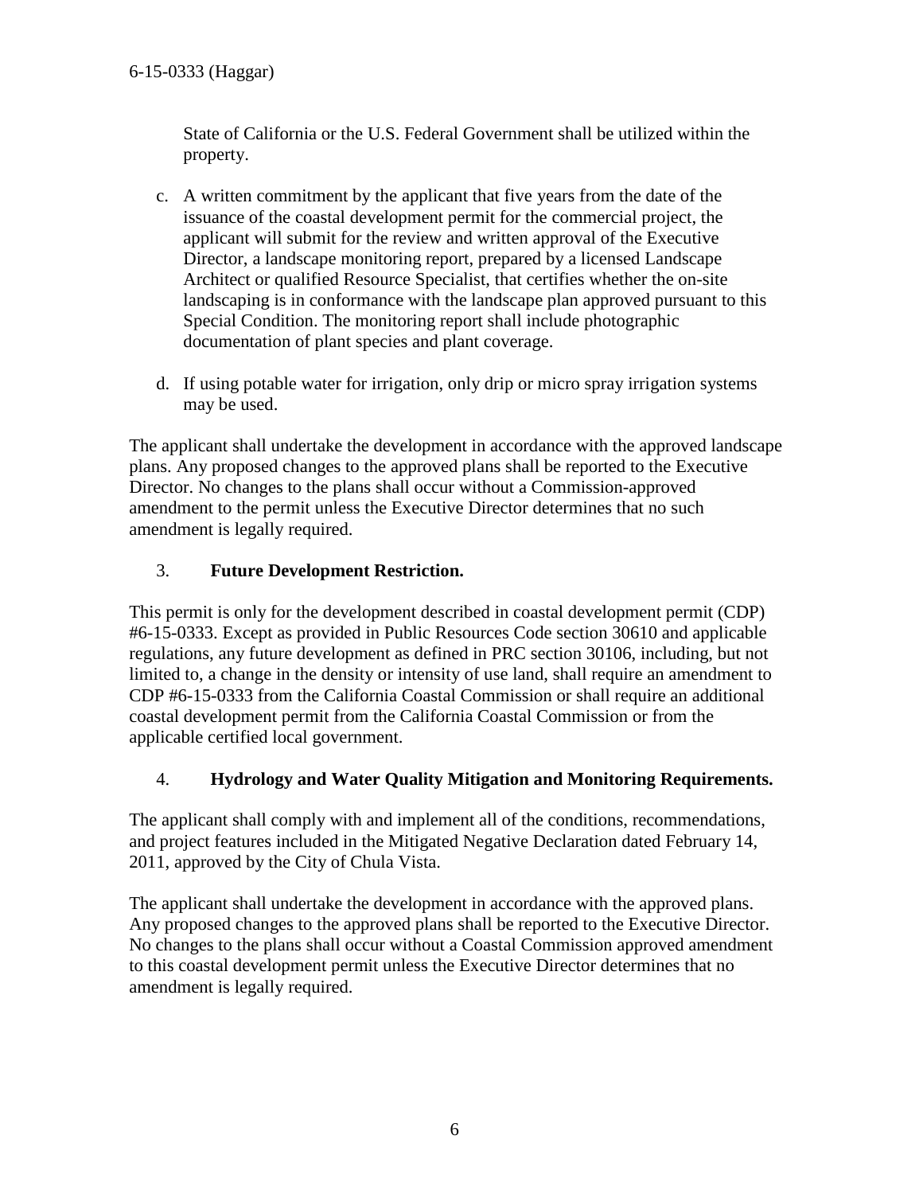State of California or the U.S. Federal Government shall be utilized within the property.

c. A written commitment by the applicant that five years from the date of the issuance of the coastal development permit for the commercial project, the applicant will submit for the review and written approval of the Executive Director, a landscape monitoring report, prepared by a licensed Landscape Architect or qualified Resource Specialist, that certifies whether the on-site landscaping is in conformance with the landscape plan approved pursuant to this Special Condition. The monitoring report shall include photographic documentation of plant species and plant coverage.

d. If using potable water for irrigation, only drip or micro spray irrigation systems may be used.

The applicant shall undertake the development in accordance with the approved landscape plans. Any proposed changes to the approved plans shall be reported to the Executive Director. No changes to the plans shall occur without a Commission-approved amendment to the permit unless the Executive Director determines that no such amendment is legally required.

3. **Future Development Restriction.**

This permit is only for the development described in coastal development permit (CDP) #6-15-0333. Except as provided in Public Resources Code section 30610 and applicable regulations, any future development as defined in PRC section 30106, including, but not limited to, a change in the density or intensity of use land, shall require an amendment to CDP #6-15-0333 from the California Coastal Commission or shall require an additional coastal development permit from the California Coastal Commission or from the applicable certified local government.

4. **Hydrology and Water Quality Mitigation and Monitoring Requirements.**

The applicant shall comply with and implement all of the conditions, recommendations, and project features included in the Mitigated Negative Declaration dated February 14, 2011, approved by the City of Chula Vista.

The applicant shall undertake the development in accordance with the approved plans. Any proposed changes to the approved plans shall be reported to the Executive Director. No changes to the plans shall occur without a Coastal Commission approved amendment to this coastal development permit unless the Executive Director determines that no amendment is legally required.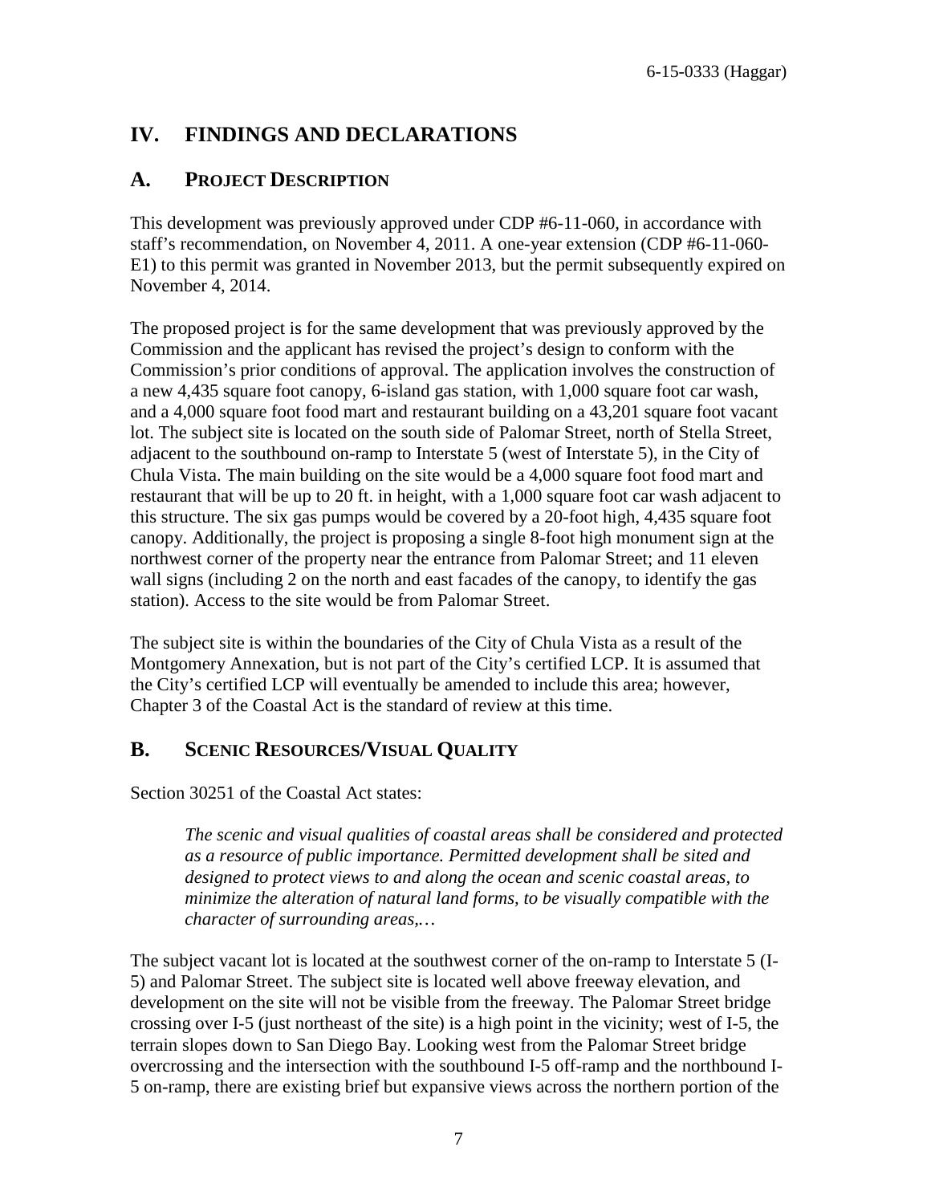# IV. FINDINGS AND DECLARATIONS

## A. PROJECT DESCRIPTION

This development was previously approved under CDP #6-11-060, in accordance with staff's recommendation, on November 4, 2011. A one-year extension (CDP #6-11-060-E1) to this permit was granted in November 2013, but the permit subsequently expired on November 4, 2014.

The proposed project is for the same development that was previously approved by the Commission and the applicant has revised the project's design to conform with the Commission's prior conditions of approval. The application involves the construction of a new 4,435 square foot canopy, 6-island gas station, with 1,000 square foot car wash, and a 4,000 square foot food mart and restaurant building on a 43,201 square foot vacant lot. The subject site is located on the south side of Palomar Street, north of Stella Street, adjacent to the southbound on-ramp to Interstate 5 (west of Interstate 5), in the City of Chula Vista. The main building on the site would be a 4,000 square foot food mart and restaurant that will be up to 20 ft. in height, with a 1,000 square foot car wash adjacent to this structure. The six gas pumps would be covered by a 20-foot high, 4,435 square foot canopy. Additionally, the project is proposing a single 8-foot high monument sign at the northwest corner of the property near the entrance from Palomar Street; and 11 eleven wall signs (including 2 on the north and east facades of the canopy, to identify the gas station). Access to the site would be from Palomar Street.

The subject site is within the boundaries of the City of Chula Vista as a result of the Montgomery Annexation, but is not part of the City's certified LCP. It is assumed that the City's certified LCP will eventually be amended to include this area; however, Chapter 3 of the Coastal Act is the standard of review at this time.

## B. SCENIC RESOURCES/VISUAL QUALITY

Section 30251 of the Coastal Act states:

> *The scenic and visual qualities of coastal areas shall be considered and protected as a resource of public importance. Permitted development shall be sited and designed to protect views to and along the ocean and scenic coastal areas, to minimize the alteration of natural land forms, to be visually compatible with the character of surrounding areas,…*

The subject vacant lot is located at the southwest corner of the on-ramp to Interstate 5 (I-5) and Palomar Street. The subject site is located well above freeway elevation, and development on the site will not be visible from the freeway. The Palomar Street bridge crossing over I-5 (just northeast of the site) is a high point in the vicinity; west of I-5, the terrain slopes down to San Diego Bay. Looking west from the Palomar Street bridge overcrossing and the intersection with the southbound I-5 off-ramp and the northbound I-5 on-ramp, there are existing brief but expansive views across the northern portion of the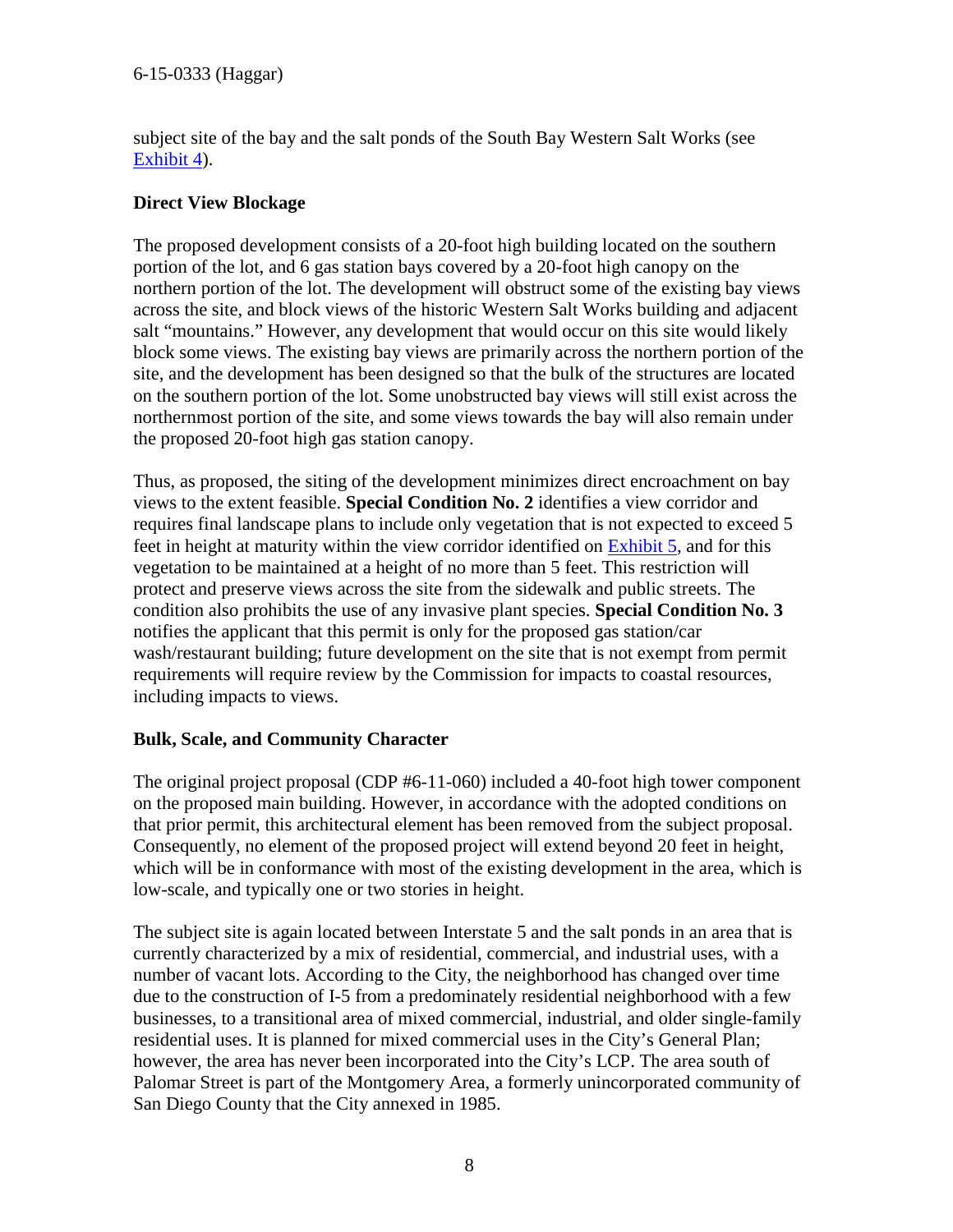subject site of the bay and the salt ponds of the South Bay Western Salt Works (see Exhibit 4).

**Direct View Blockage**

The proposed development consists of a 20-foot high building located on the southern portion of the lot, and 6 gas station bays covered by a 20-foot high canopy on the northern portion of the lot. The development will obstruct some of the existing bay views across the site, and block views of the historic Western Salt Works building and adjacent salt "mountains." However, any development that would occur on this site would likely block some views. The existing bay views are primarily across the northern portion of the site, and the development has been designed so that the bulk of the structures are located on the southern portion of the lot. Some unobstructed bay views will still exist across the northernmost portion of the site, and some views towards the bay will also remain under the proposed 20-foot high gas station canopy.

Thus, as proposed, the siting of the development minimizes direct encroachment on bay views to the extent feasible. **Special Condition No. 2** identifies a view corridor and requires final landscape plans to include only vegetation that is not expected to exceed 5 feet in height at maturity within the view corridor identified on Exhibit 5, and for this vegetation to be maintained at a height of no more than 5 feet. This restriction will protect and preserve views across the site from the sidewalk and public streets. The condition also prohibits the use of any invasive plant species. **Special Condition No. 3** notifies the applicant that this permit is only for the proposed gas station/car wash/restaurant building; future development on the site that is not exempt from permit requirements will require review by the Commission for impacts to coastal resources, including impacts to views.

**Bulk, Scale, and Community Character**

The original project proposal (CDP #6-11-060) included a 40-foot high tower component on the proposed main building. However, in accordance with the adopted conditions on that prior permit, this architectural element has been removed from the subject proposal. Consequently, no element of the proposed project will extend beyond 20 feet in height, which will be in conformance with most of the existing development in the area, which is low-scale, and typically one or two stories in height.

The subject site is again located between Interstate 5 and the salt ponds in an area that is currently characterized by a mix of residential, commercial, and industrial uses, with a number of vacant lots. According to the City, the neighborhood has changed over time due to the construction of I-5 from a predominately residential neighborhood with a few businesses, to a transitional area of mixed commercial, industrial, and older single-family residential uses. It is planned for mixed commercial uses in the City's General Plan; however, the area has never been incorporated into the City's LCP. The area south of Palomar Street is part of the Montgomery Area, a formerly unincorporated community of San Diego County that the City annexed in 1985.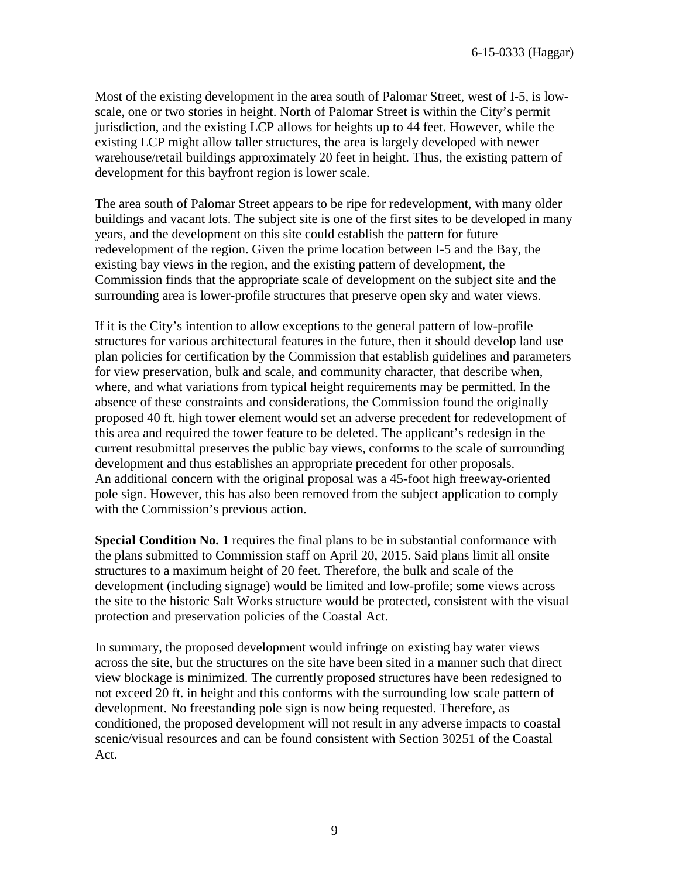Most of the existing development in the area south of Palomar Street, west of I-5, is low-scale, one or two stories in height. North of Palomar Street is within the City's permit jurisdiction, and the existing LCP allows for heights up to 44 feet. However, while the existing LCP might allow taller structures, the area is largely developed with newer warehouse/retail buildings approximately 20 feet in height. Thus, the existing pattern of development for this bayfront region is lower scale.

The area south of Palomar Street appears to be ripe for redevelopment, with many older buildings and vacant lots. The subject site is one of the first sites to be developed in many years, and the development on this site could establish the pattern for future redevelopment of the region. Given the prime location between I-5 and the Bay, the existing bay views in the region, and the existing pattern of development, the Commission finds that the appropriate scale of development on the subject site and the surrounding area is lower-profile structures that preserve open sky and water views.

If it is the City's intention to allow exceptions to the general pattern of low-profile structures for various architectural features in the future, then it should develop land use plan policies for certification by the Commission that establish guidelines and parameters for view preservation, bulk and scale, and community character, that describe when, where, and what variations from typical height requirements may be permitted. In the absence of these constraints and considerations, the Commission found the originally proposed 40 ft. high tower element would set an adverse precedent for redevelopment of this area and required the tower feature to be deleted. The applicant's redesign in the current resubmittal preserves the public bay views, conforms to the scale of surrounding development and thus establishes an appropriate precedent for other proposals. An additional concern with the original proposal was a 45-foot high freeway-oriented pole sign. However, this has also been removed from the subject application to comply with the Commission's previous action.

**Special Condition No. 1** requires the final plans to be in substantial conformance with the plans submitted to Commission staff on April 20, 2015. Said plans limit all onsite structures to a maximum height of 20 feet. Therefore, the bulk and scale of the development (including signage) would be limited and low-profile; some views across the site to the historic Salt Works structure would be protected, consistent with the visual protection and preservation policies of the Coastal Act.

In summary, the proposed development would infringe on existing bay water views across the site, but the structures on the site have been sited in a manner such that direct view blockage is minimized. The currently proposed structures have been redesigned to not exceed 20 ft. in height and this conforms with the surrounding low scale pattern of development. No freestanding pole sign is now being requested. Therefore, as conditioned, the proposed development will not result in any adverse impacts to coastal scenic/visual resources and can be found consistent with Section 30251 of the Coastal Act.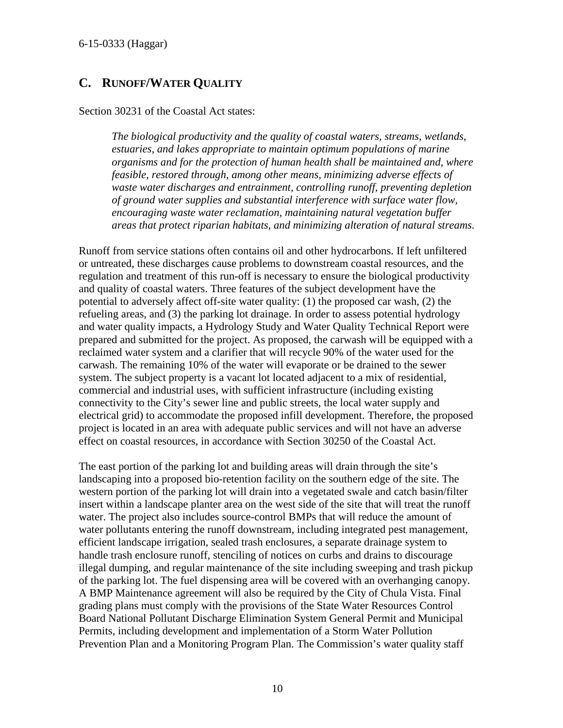## C. RUNOFF/WATER QUALITY

Section 30231 of the Coastal Act states:

> *The biological productivity and the quality of coastal waters, streams, wetlands, estuaries, and lakes appropriate to maintain optimum populations of marine organisms and for the protection of human health shall be maintained and, where feasible, restored through, among other means, minimizing adverse effects of waste water discharges and entrainment, controlling runoff, preventing depletion of ground water supplies and substantial interference with surface water flow, encouraging waste water reclamation, maintaining natural vegetation buffer areas that protect riparian habitats, and minimizing alteration of natural streams.*

Runoff from service stations often contains oil and other hydrocarbons. If left unfiltered or untreated, these discharges cause problems to downstream coastal resources, and the regulation and treatment of this run-off is necessary to ensure the biological productivity and quality of coastal waters. Three features of the subject development have the potential to adversely affect off-site water quality: (1) the proposed car wash, (2) the refueling areas, and (3) the parking lot drainage. In order to assess potential hydrology and water quality impacts, a Hydrology Study and Water Quality Technical Report were prepared and submitted for the project. As proposed, the carwash will be equipped with a reclaimed water system and a clarifier that will recycle 90% of the water used for the carwash. The remaining 10% of the water will evaporate or be drained to the sewer system. The subject property is a vacant lot located adjacent to a mix of residential, commercial and industrial uses, with sufficient infrastructure (including existing connectivity to the City's sewer line and public streets, the local water supply and electrical grid) to accommodate the proposed infill development. Therefore, the proposed project is located in an area with adequate public services and will not have an adverse effect on coastal resources, in accordance with Section 30250 of the Coastal Act.

The east portion of the parking lot and building areas will drain through the site's landscaping into a proposed bio-retention facility on the southern edge of the site. The western portion of the parking lot will drain into a vegetated swale and catch basin/filter insert within a landscape planter area on the west side of the site that will treat the runoff water. The project also includes source-control BMPs that will reduce the amount of water pollutants entering the runoff downstream, including integrated pest management, efficient landscape irrigation, sealed trash enclosures, a separate drainage system to handle trash enclosure runoff, stenciling of notices on curbs and drains to discourage illegal dumping, and regular maintenance of the site including sweeping and trash pickup of the parking lot. The fuel dispensing area will be covered with an overhanging canopy. A BMP Maintenance agreement will also be required by the City of Chula Vista. Final grading plans must comply with the provisions of the State Water Resources Control Board National Pollutant Discharge Elimination System General Permit and Municipal Permits, including development and implementation of a Storm Water Pollution Prevention Plan and a Monitoring Program Plan. The Commission's water quality staff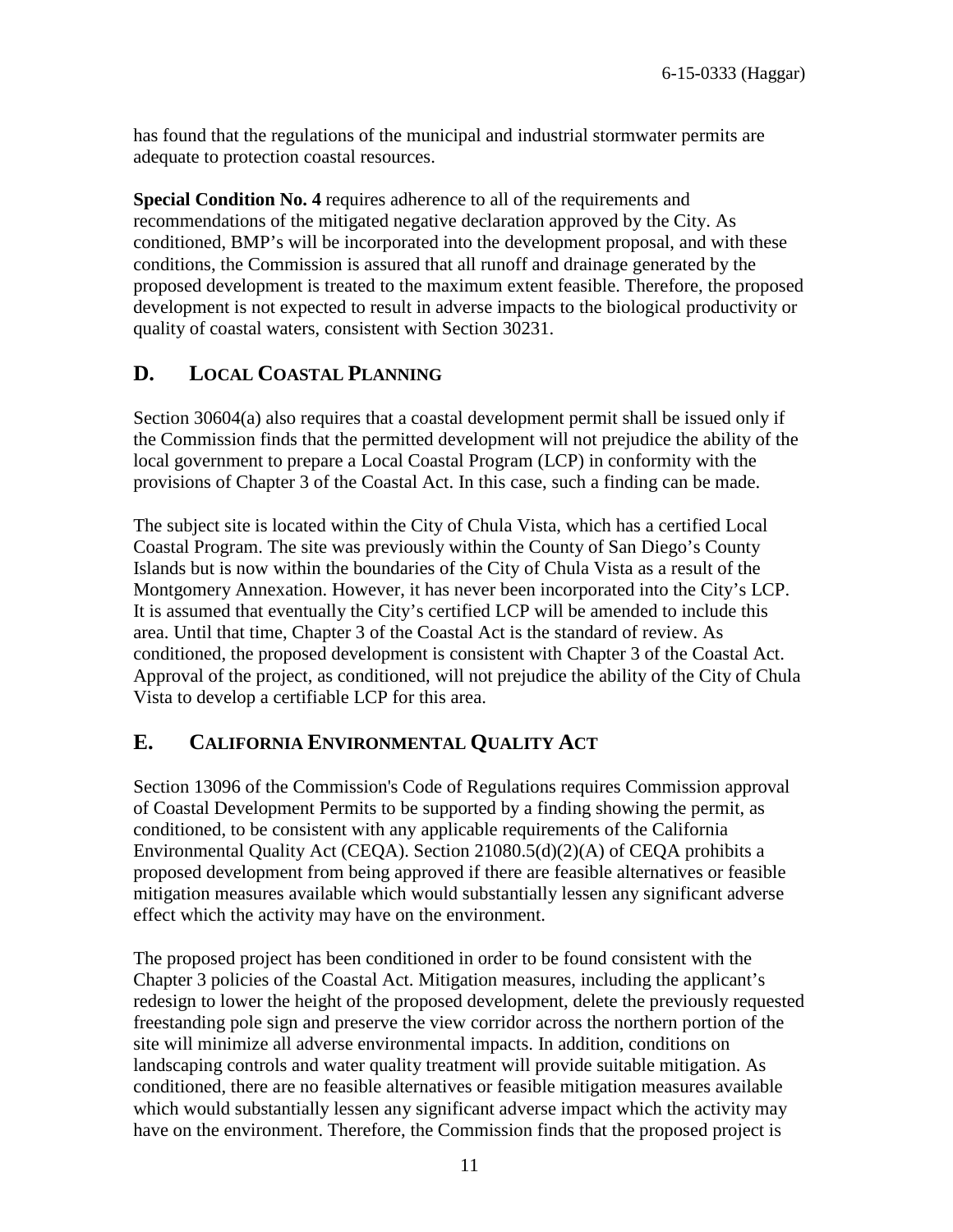has found that the regulations of the municipal and industrial stormwater permits are adequate to protection coastal resources.

**Special Condition No. 4** requires adherence to all of the requirements and recommendations of the mitigated negative declaration approved by the City. As conditioned, BMP's will be incorporated into the development proposal, and with these conditions, the Commission is assured that all runoff and drainage generated by the proposed development is treated to the maximum extent feasible. Therefore, the proposed development is not expected to result in adverse impacts to the biological productivity or quality of coastal waters, consistent with Section 30231.

## D. Local Coastal Planning

Section 30604(a) also requires that a coastal development permit shall be issued only if the Commission finds that the permitted development will not prejudice the ability of the local government to prepare a Local Coastal Program (LCP) in conformity with the provisions of Chapter 3 of the Coastal Act. In this case, such a finding can be made.

The subject site is located within the City of Chula Vista, which has a certified Local Coastal Program. The site was previously within the County of San Diego's County Islands but is now within the boundaries of the City of Chula Vista as a result of the Montgomery Annexation. However, it has never been incorporated into the City's LCP. It is assumed that eventually the City's certified LCP will be amended to include this area. Until that time, Chapter 3 of the Coastal Act is the standard of review. As conditioned, the proposed development is consistent with Chapter 3 of the Coastal Act. Approval of the project, as conditioned, will not prejudice the ability of the City of Chula Vista to develop a certifiable LCP for this area.

## E. California Environmental Quality Act

Section 13096 of the Commission's Code of Regulations requires Commission approval of Coastal Development Permits to be supported by a finding showing the permit, as conditioned, to be consistent with any applicable requirements of the California Environmental Quality Act (CEQA). Section 21080.5(d)(2)(A) of CEQA prohibits a proposed development from being approved if there are feasible alternatives or feasible mitigation measures available which would substantially lessen any significant adverse effect which the activity may have on the environment.

The proposed project has been conditioned in order to be found consistent with the Chapter 3 policies of the Coastal Act. Mitigation measures, including the applicant's redesign to lower the height of the proposed development, delete the previously requested freestanding pole sign and preserve the view corridor across the northern portion of the site will minimize all adverse environmental impacts. In addition, conditions on landscaping controls and water quality treatment will provide suitable mitigation. As conditioned, there are no feasible alternatives or feasible mitigation measures available which would substantially lessen any significant adverse impact which the activity may have on the environment. Therefore, the Commission finds that the proposed project is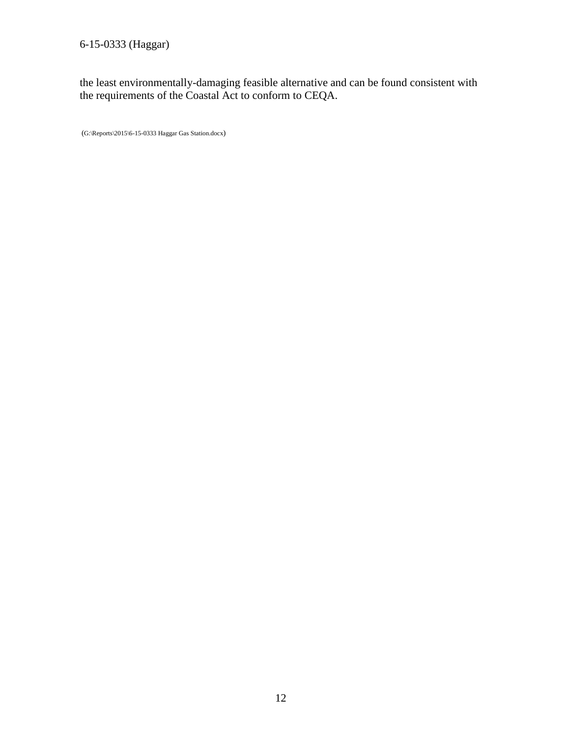the least environmentally-damaging feasible alternative and can be found consistent with the requirements of the Coastal Act to conform to CEQA.

(G:\Reports\2015\6-15-0333 Haggar Gas Station.docx)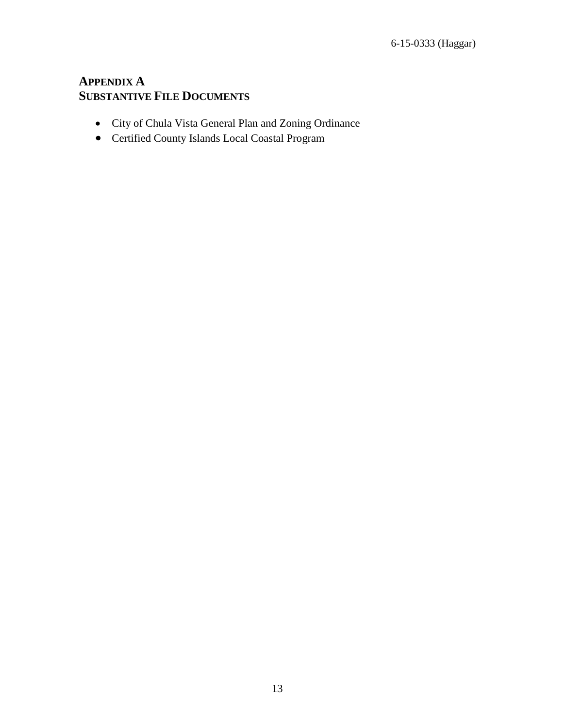## APPENDIX A
## SUBSTANTIVE FILE DOCUMENTS

- City of Chula Vista General Plan and Zoning Ordinance
- Certified County Islands Local Coastal Program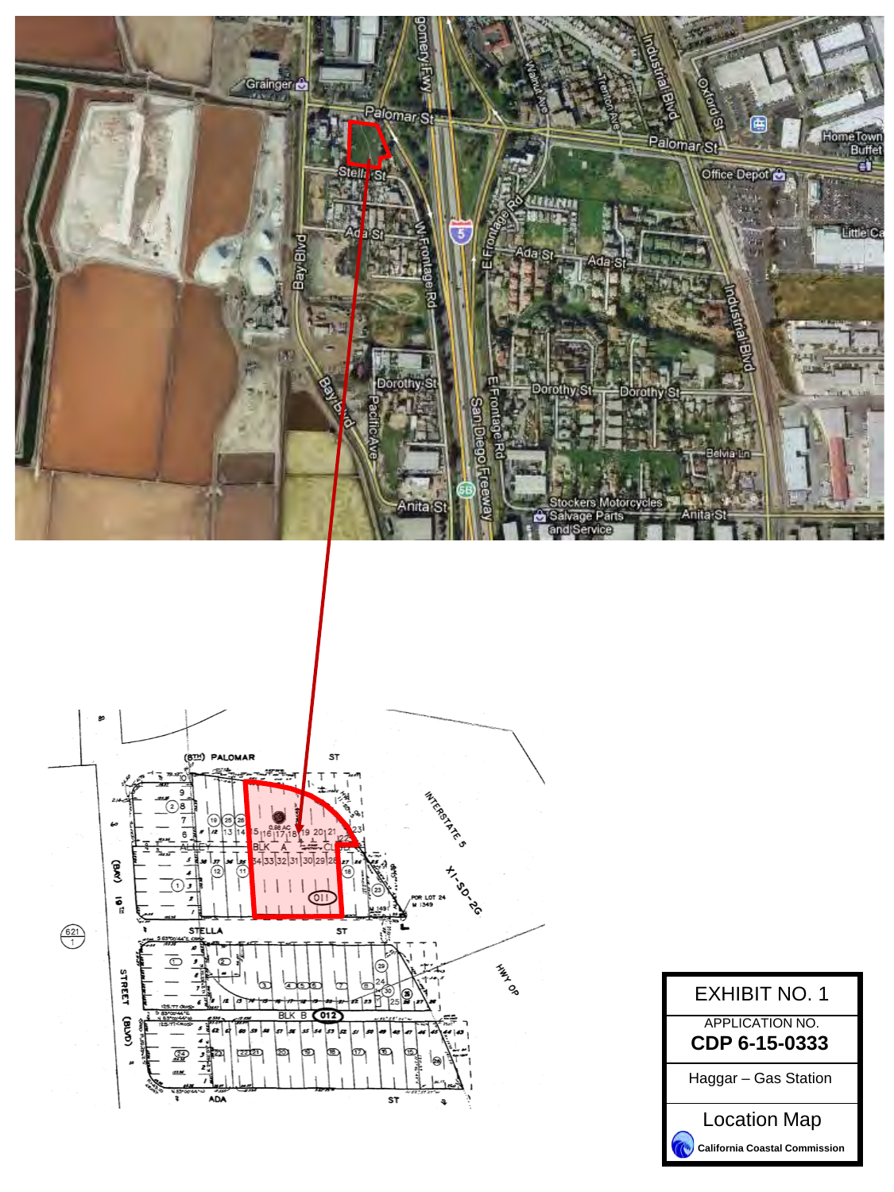EXHIBIT NO. 1

APPLICATION NO.

**CDP 6-15-0333**

Haggar – Gas Station

Location Map

California Coastal Commission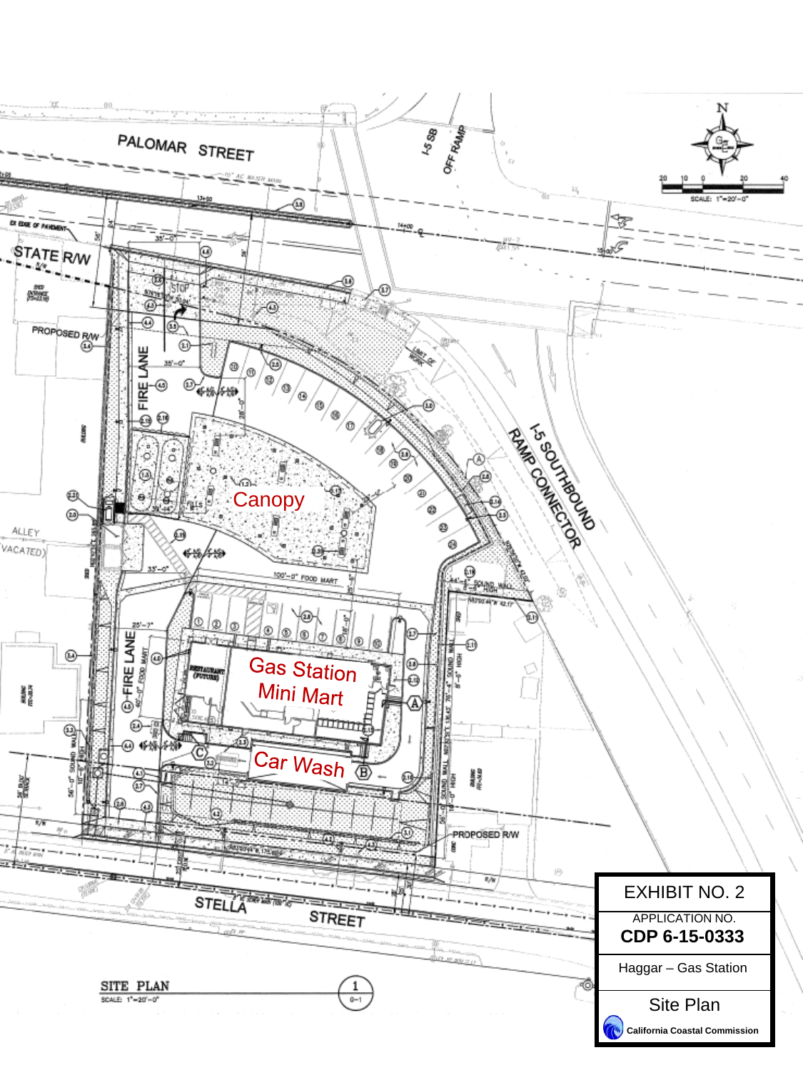PALOMAR STREET

I-5 SB OFF RAMP

STATE R/W

PROPOSED R/W

FIRE LANE

Canopy

ALLEY (VACATED)

I-5 SOUTHBOUND RAMP CONNECTOR

100'-0" FOOD MART

Gas Station Mini Mart

FIRE LANE

Car Wash

PROPOSED R/W

STELLA STREET

SITE PLAN

SCALE: 1"=20'-0"

SCALE: 1"=20'-0"

EXHIBIT NO. 2

APPLICATION NO.

**CDP 6-15-0333**

Haggar – Gas Station

Site Plan

California Coastal Commission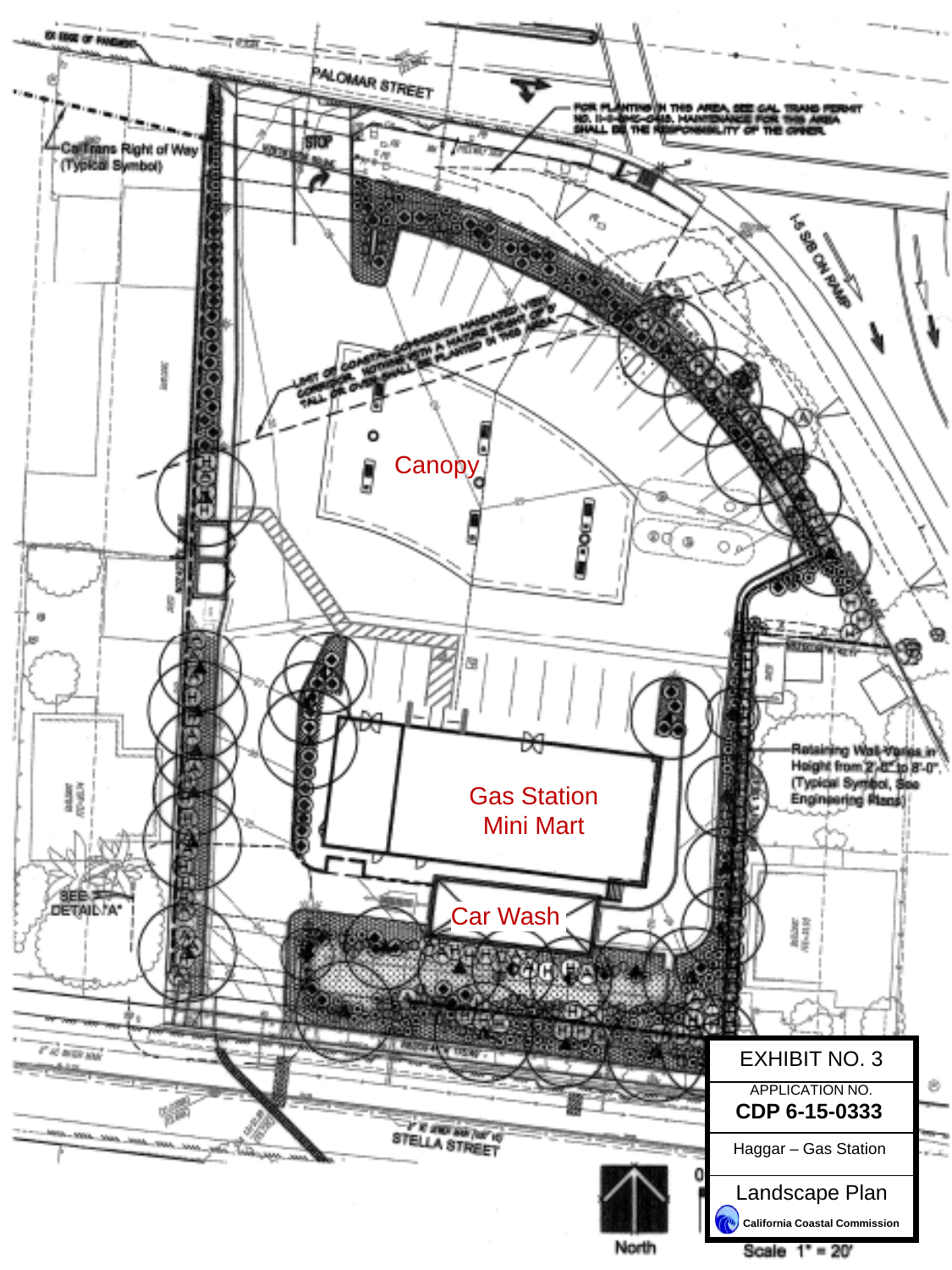EXHIBIT NO. 3

APPLICATION NO.

**CDP 6-15-0333**

Haggar – Gas Station

Landscape Plan

California Coastal Commission

PALOMAR STREET

STELLA STREET

I-5 S/B ON RAMP

Caltrans Right of Way (Typical Symbol)

FOR PLANTING IN THIS AREA, SEE CAL TRANS PERMIT NO. 11-5-... MAINTENANCE FOR THIS AREA SHALL BE THE RESPONSIBILITY OF THE OWNER.

LIMIT OF COASTAL COMMISSION MANDATED VIEW CORRIDOR. NOTHING WITH A MATURE HEIGHT OF 3' TALL OR OVER SHALL BE PLANTED IN THIS AREA.

Canopy

Gas Station Mini Mart

Car Wash

Retaining Wall-Varies in Height from 2'-0" to 8'-0", (Typical Symbol, See Engineering Plans)

SEE DETAIL "A"

STOP

North

Scale 1" = 20'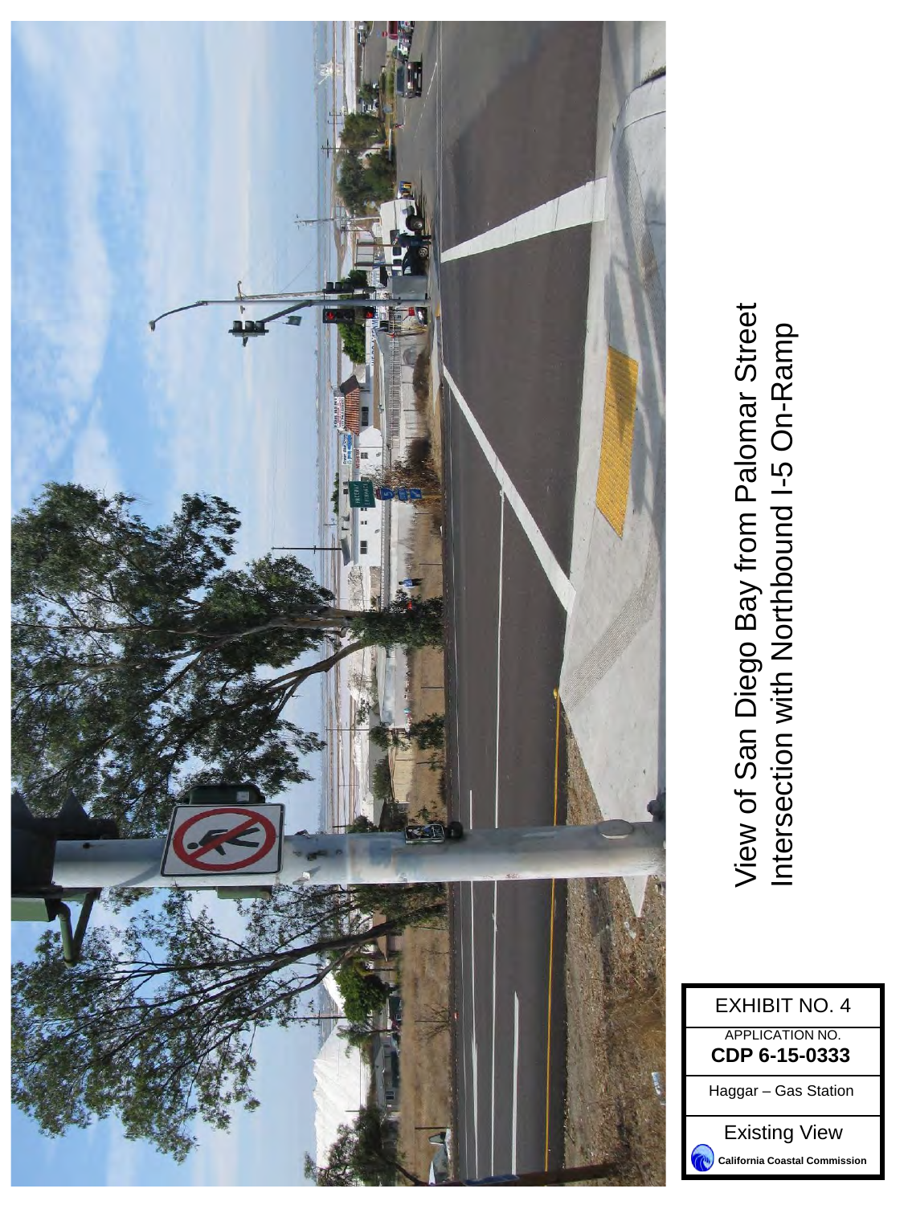View of San Diego Bay from Palomar Street
Intersection with Northbound I-5 On-Ramp

EXHIBIT NO. 4

APPLICATION NO.
**CDP 6-15-0333**

Haggar – Gas Station

Existing View

California Coastal Commission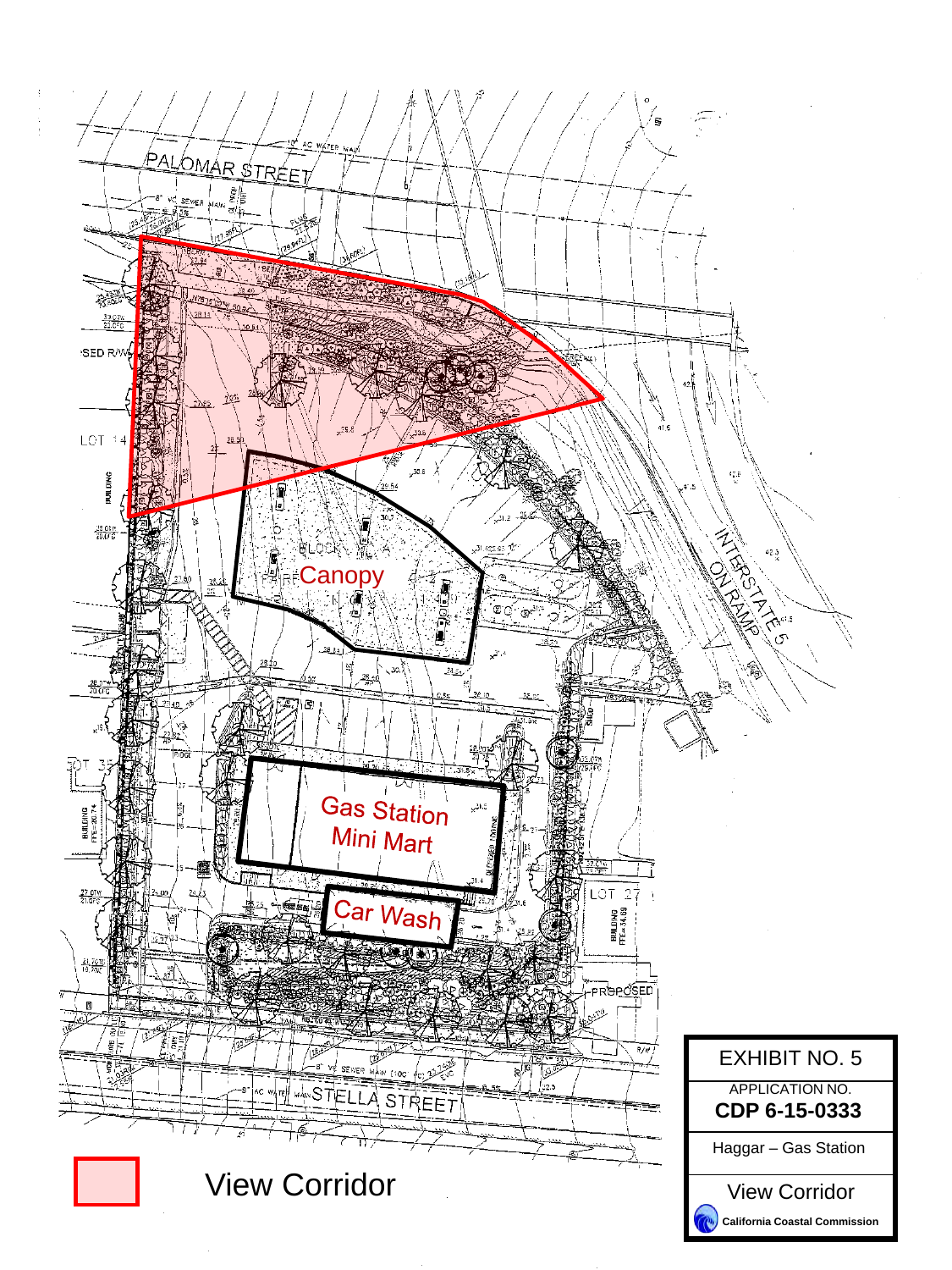PALOMAR STREET

INTERSTATE 5 ON RAMP

Canopy

Gas Station Mini Mart

Car Wash

STELLA STREET

View Corridor

EXHIBIT NO. 5

APPLICATION NO.

**CDP 6-15-0333**

Haggar – Gas Station

View Corridor

**California Coastal Commission**